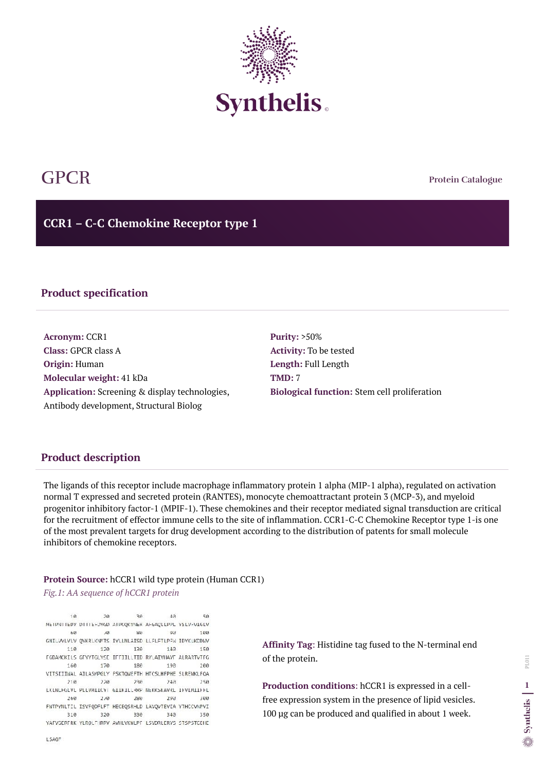# GPCR

Protein Catalogue

## CCR1 – C-C Chemokine Receptor type 1

### Product specification

**Acronym:** CCR1
**Class:** GPCR class A
**Origin:** Human
**Molecular weight:** 41 kDa
**Application:** Screening & display technologies, Antibody development, Structural Biolog

**Purity:** >50%
**Activity:** To be tested
**Length:** Full Length
**TMD:** 7
**Biological function:** Stem cell proliferation

### Product description

The ligands of this receptor include macrophage inflammatory protein 1 alpha (MIP-1 alpha), regulated on activation normal T expressed and secreted protein (RANTES), monocyte chemoattractant protein 3 (MCP-3), and myeloid progenitor inhibitory factor-1 (MPIF-1). These chemokines and their receptor mediated signal transduction are critical for the recruitment of effector immune cells to the site of inflammation. CCR1-C-C Chemokine Receptor type 1-is one of the most prevalent targets for drug development according to the distribution of patents for small molecule inhibitors of chemokine receptors.

**Protein Source:** hCCR1 wild type protein (Human CCR1)

*Fig.1: AA sequence of hCCR1 protein*

```
        10         20         30         40         50
METPNTTEDY DTTTEFDYGD ATPCQKVNER AFGAQLLPPL YSLVFVIGLV
        60         70         80         90        100
GNILVVLVLV QYKRLKNMTS IYLLNLAISD LLFLFTLPFW IDYKLKDDWV
       110        120        130        140        150
FGDAMCKILS GFYYTGLYSE IFFIILLTID RYLAIVHAVF ALRARTVTFG
       160        170        180        190        200
VITSIIIWAL AILASMPGLY FSKTQWEFTH HTCSLHFPHE SLREWKLFQA
       210        220        230        240        250
LKLNLFGLVL PLLVMIICYT GIIKILLRRP NEKKSKAVRL IFVIMIIFFL
       260        270        280        290        300
FWTPYNLTIL ISVFQDFLFT HECEQSRHLD LAVQVTEVIA YTHCCVNPVI
       310        320        330        340        350
YAFVGERFRK YLRQLFHRRV AVHLVKWLPF LSVDRLERVS STSPSTGEHE
LSAGF
```

**Affinity Tag**: Histidine tag fused to the N-terminal end of the protein.

**Production conditions**: hCCR1 is expressed in a cell-free expression system in the presence of lipid vesicles. 100 µg can be produced and qualified in about 1 week.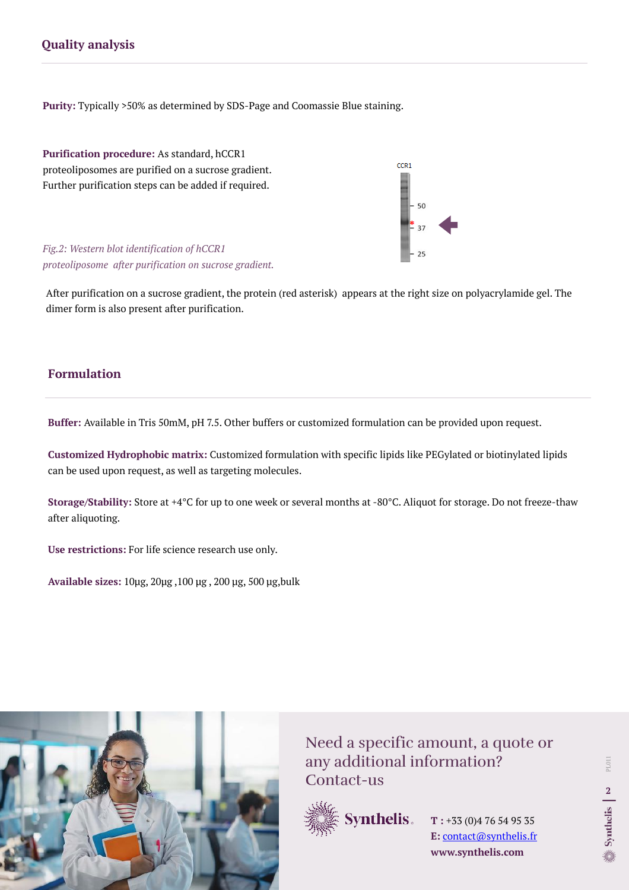## Quality analysis

**Purity:** Typically >50% as determined by SDS-Page and Coomassie Blue staining.

**Purification procedure:** As standard, hCCR1 proteoliposomes are purified on a sucrose gradient. Further purification steps can be added if required.

CCR1

50

37

25

*Fig.2: Western blot identification of hCCR1 proteoliposome after purification on sucrose gradient.*

After purification on a sucrose gradient, the protein (red asterisk) appears at the right size on polyacrylamide gel. The dimer form is also present after purification.

## Formulation

**Buffer:** Available in Tris 50mM, pH 7.5. Other buffers or customized formulation can be provided upon request.

**Customized Hydrophobic matrix:** Customized formulation with specific lipids like PEGylated or biotinylated lipids can be used upon request, as well as targeting molecules.

**Storage/Stability:** Store at +4°C for up to one week or several months at -80°C. Aliquot for storage. Do not freeze-thaw after aliquoting.

**Use restrictions:** For life science research use only.

**Available sizes:** 10µg, 20µg ,100 µg , 200 µg, 500 µg,bulk

Need a specific amount, a quote or any additional information? Contact-us

Synthelis

**T :** +33 (0)4 76 54 95 35
**E:** contact@synthelis.fr
**www.synthelis.com**